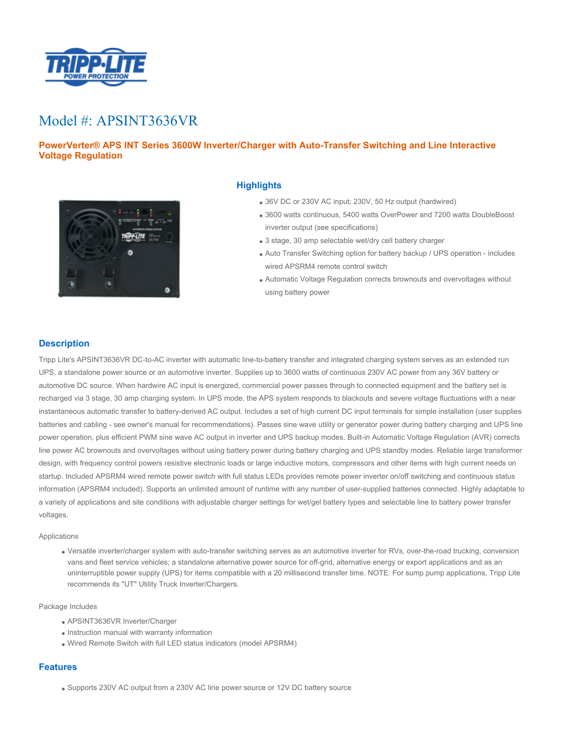# Model #: APSINT3636VR

## PowerVerter® APS INT Series 3600W Inverter/Charger with Auto-Transfer Switching and Line Interactive Voltage Regulation

### Highlights

- 36V DC or 230V AC input; 230V, 50 Hz output (hardwired)
- 3600 watts continuous, 5400 watts OverPower and 7200 watts DoubleBoost inverter output (see specifications)
- 3 stage, 30 amp selectable wet/dry cell battery charger
- Auto Transfer Switching option for battery backup / UPS operation - includes wired APSRM4 remote control switch
- Automatic Voltage Regulation corrects brownouts and overvoltages without using battery power

### Description

Tripp Lite's APSINT3636VR DC-to-AC inverter with automatic line-to-battery transfer and integrated charging system serves as an extended run UPS, a standalone power source or an automotive inverter. Supplies up to 3600 watts of continuous 230V AC power from any 36V battery or automotive DC source. When hardwire AC input is energized, commercial power passes through to connected equipment and the battery set is recharged via 3 stage, 30 amp charging system. In UPS mode, the APS system responds to blackouts and severe voltage fluctuations with a near instantaneous automatic transfer to battery-derived AC output. Includes a set of high current DC input terminals for simple installation (user supplies batteries and cabling - see owner's manual for recommendations). Passes sine wave utility or generator power during battery charging and UPS line power operation, plus efficient PWM sine wave AC output in inverter and UPS backup modes. Built-in Automatic Voltage Regulation (AVR) corrects line power AC brownouts and overvoltages without using battery power during battery charging and UPS standby modes. Reliable large transformer design, with frequency control powers resistive electronic loads or large inductive motors, compressors and other items with high current needs on startup. Included APSRM4 wired remote power switch with full status LEDs provides remote power inverter on/off switching and continuous status information (APSRM4 included). Supports an unlimited amount of runtime with any number of user-supplied batteries connected. Highly adaptable to a variety of applications and site conditions with adjustable charger settings for wet/gel battery types and selectable line to battery power transfer voltages.

Applications

- Versatile inverter/charger system with auto-transfer switching serves as an automotive inverter for RVs, over-the-road trucking, conversion vans and fleet service vehicles; a standalone alternative power source for off-grid, alternative energy or export applications and as an uninterruptible power supply (UPS) for items compatible with a 20 millisecond transfer time. NOTE: For sump pump applications, Tripp Lite recommends its "UT" Utility Truck Inverter/Chargers.

Package Includes

- APSINT3636VR Inverter/Charger
- Instruction manual with warranty information
- Wired Remote Switch with full LED status indicators (model APSRM4)

### Features

- Supports 230V AC output from a 230V AC line power source or 12V DC battery source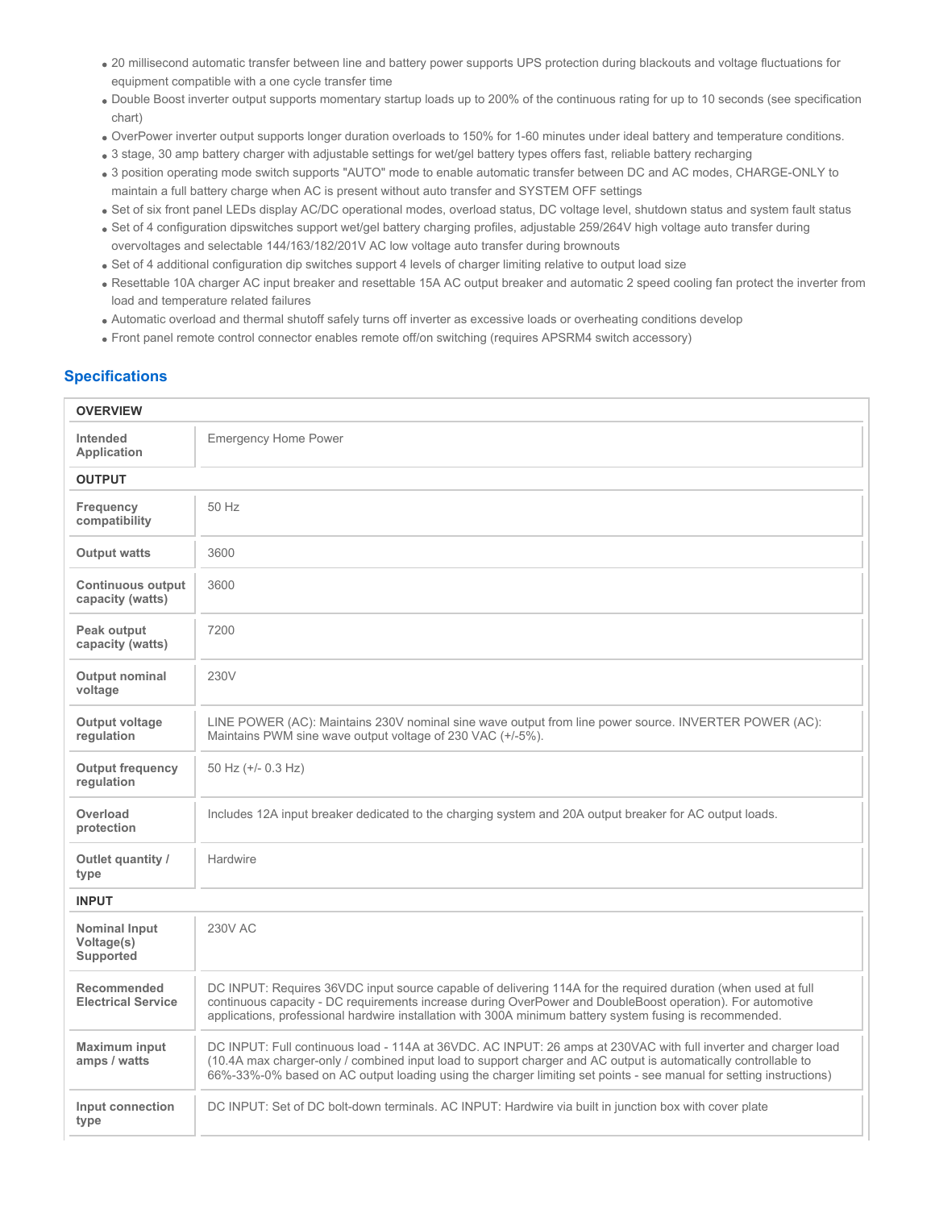- 20 millisecond automatic transfer between line and battery power supports UPS protection during blackouts and voltage fluctuations for equipment compatible with a one cycle transfer time
- Double Boost inverter output supports momentary startup loads up to 200% of the continuous rating for up to 10 seconds (see specification chart)
- OverPower inverter output supports longer duration overloads to 150% for 1-60 minutes under ideal battery and temperature conditions.
- 3 stage, 30 amp battery charger with adjustable settings for wet/gel battery types offers fast, reliable battery recharging
- 3 position operating mode switch supports "AUTO" mode to enable automatic transfer between DC and AC modes, CHARGE-ONLY to maintain a full battery charge when AC is present without auto transfer and SYSTEM OFF settings
- Set of six front panel LEDs display AC/DC operational modes, overload status, DC voltage level, shutdown status and system fault status
- Set of 4 configuration dipswitches support wet/gel battery charging profiles, adjustable 259/264V high voltage auto transfer during overvoltages and selectable 144/163/182/201V AC low voltage auto transfer during brownouts
- Set of 4 additional configuration dip switches support 4 levels of charger limiting relative to output load size
- Resettable 10A charger AC input breaker and resettable 15A AC output breaker and automatic 2 speed cooling fan protect the inverter from load and temperature related failures
- Automatic overload and thermal shutoff safely turns off inverter as excessive loads or overheating conditions develop
- Front panel remote control connector enables remote off/on switching (requires APSRM4 switch accessory)

## Specifications

| OVERVIEW | |
|---|---|
| Intended Application | Emergency Home Power |
| **OUTPUT** | |
| Frequency compatibility | 50 Hz |
| Output watts | 3600 |
| Continuous output capacity (watts) | 3600 |
| Peak output capacity (watts) | 7200 |
| Output nominal voltage | 230V |
| Output voltage regulation | LINE POWER (AC): Maintains 230V nominal sine wave output from line power source. INVERTER POWER (AC): Maintains PWM sine wave output voltage of 230 VAC (+/-5%). |
| Output frequency regulation | 50 Hz (+/- 0.3 Hz) |
| Overload protection | Includes 12A input breaker dedicated to the charging system and 20A output breaker for AC output loads. |
| Outlet quantity / type | Hardwire |
| **INPUT** | |
| Nominal Input Voltage(s) Supported | 230V AC |
| Recommended Electrical Service | DC INPUT: Requires 36VDC input source capable of delivering 114A for the required duration (when used at full continuous capacity - DC requirements increase during OverPower and DoubleBoost operation). For automotive applications, professional hardwire installation with 300A minimum battery system fusing is recommended. |
| Maximum input amps / watts | DC INPUT: Full continuous load - 114A at 36VDC. AC INPUT: 26 amps at 230VAC with full inverter and charger load (10.4A max charger-only / combined input load to support charger and AC output is automatically controllable to 66%-33%-0% based on AC output loading using the charger limiting set points - see manual for setting instructions) |
| Input connection type | DC INPUT: Set of DC bolt-down terminals. AC INPUT: Hardwire via built in junction box with cover plate |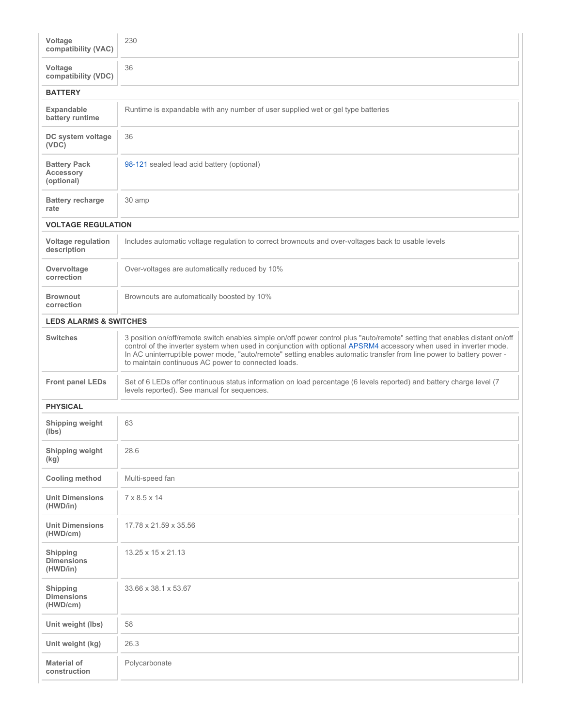| | |
|---|---|
| **Voltage compatibility (VAC)** | 230 |
| **Voltage compatibility (VDC)** | 36 |
| **BATTERY** | |
| **Expandable battery runtime** | Runtime is expandable with any number of user supplied wet or gel type batteries |
| **DC system voltage (VDC)** | 36 |
| **Battery Pack Accessory (optional)** | 98-121 sealed lead acid battery (optional) |
| **Battery recharge rate** | 30 amp |
| **VOLTAGE REGULATION** | |
| **Voltage regulation description** | Includes automatic voltage regulation to correct brownouts and over-voltages back to usable levels |
| **Overvoltage correction** | Over-voltages are automatically reduced by 10% |
| **Brownout correction** | Brownouts are automatically boosted by 10% |
| **LEDS ALARMS & SWITCHES** | |
| **Switches** | 3 position on/off/remote switch enables simple on/off power control plus "auto/remote" setting that enables distant on/off control of the inverter system when used in conjunction with optional APSRM4 accessory when used in inverter mode. In AC uninterruptible power mode, "auto/remote" setting enables automatic transfer from line power to battery power - to maintain continuous AC power to connected loads. |
| **Front panel LEDs** | Set of 6 LEDs offer continuous status information on load percentage (6 levels reported) and battery charge level (7 levels reported). See manual for sequences. |
| **PHYSICAL** | |
| **Shipping weight (lbs)** | 63 |
| **Shipping weight (kg)** | 28.6 |
| **Cooling method** | Multi-speed fan |
| **Unit Dimensions (HWD/in)** | 7 x 8.5 x 14 |
| **Unit Dimensions (HWD/cm)** | 17.78 x 21.59 x 35.56 |
| **Shipping Dimensions (HWD/in)** | 13.25 x 15 x 21.13 |
| **Shipping Dimensions (HWD/cm)** | 33.66 x 38.1 x 53.67 |
| **Unit weight (lbs)** | 58 |
| **Unit weight (kg)** | 26.3 |
| **Material of construction** | Polycarbonate |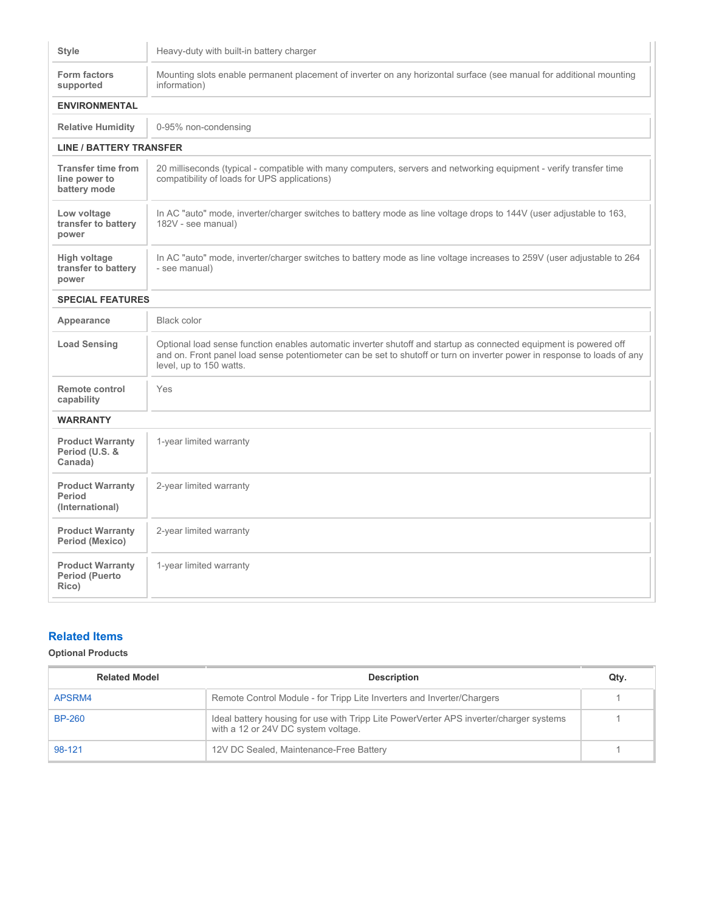| | |
|---|---|
| **Style** | Heavy-duty with built-in battery charger |
| **Form factors supported** | Mounting slots enable permanent placement of inverter on any horizontal surface (see manual for additional mounting information) |
| **ENVIRONMENTAL** | |
| **Relative Humidity** | 0-95% non-condensing |
| **LINE / BATTERY TRANSFER** | |
| **Transfer time from line power to battery mode** | 20 milliseconds (typical - compatible with many computers, servers and networking equipment - verify transfer time compatibility of loads for UPS applications) |
| **Low voltage transfer to battery power** | In AC "auto" mode, inverter/charger switches to battery mode as line voltage drops to 144V (user adjustable to 163, 182V - see manual) |
| **High voltage transfer to battery power** | In AC "auto" mode, inverter/charger switches to battery mode as line voltage increases to 259V (user adjustable to 264 - see manual) |
| **SPECIAL FEATURES** | |
| **Appearance** | Black color |
| **Load Sensing** | Optional load sense function enables automatic inverter shutoff and startup as connected equipment is powered off and on. Front panel load sense potentiometer can be set to shutoff or turn on inverter power in response to loads of any level, up to 150 watts. |
| **Remote control capability** | Yes |
| **WARRANTY** | |
| **Product Warranty Period (U.S. & Canada)** | 1-year limited warranty |
| **Product Warranty Period (International)** | 2-year limited warranty |
| **Product Warranty Period (Mexico)** | 2-year limited warranty |
| **Product Warranty Period (Puerto Rico)** | 1-year limited warranty |

## Related Items

**Optional Products**

| Related Model | Description | Qty. |
|---|---|---|
| APSRM4 | Remote Control Module - for Tripp Lite Inverters and Inverter/Chargers | 1 |
| BP-260 | Ideal battery housing for use with Tripp Lite PowerVerter APS inverter/charger systems with a 12 or 24V DC system voltage. | 1 |
| 98-121 | 12V DC Sealed, Maintenance-Free Battery | 1 |